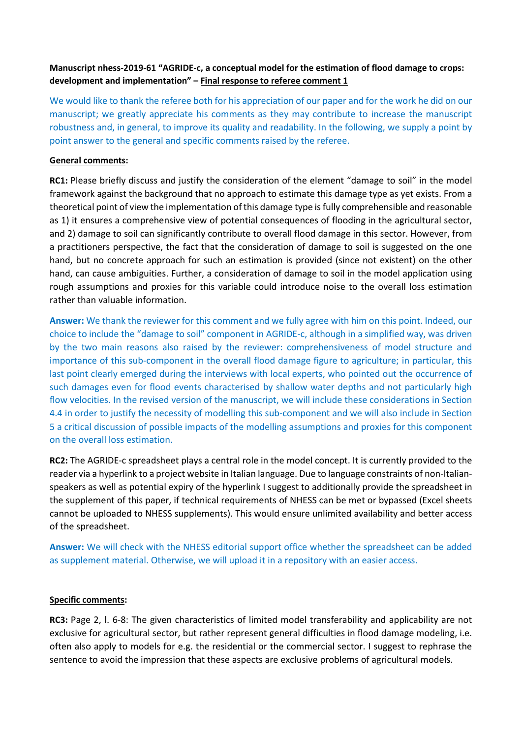**Manuscript nhess-2019-61 "AGRIDE-c, a conceptual model for the estimation of flood damage to crops: development and implementation" – Final response to referee comment 1**

We would like to thank the referee both for his appreciation of our paper and for the work he did on our manuscript; we greatly appreciate his comments as they may contribute to increase the manuscript robustness and, in general, to improve its quality and readability. In the following, we supply a point by point answer to the general and specific comments raised by the referee.

**General comments:**

**RC1:** Please briefly discuss and justify the consideration of the element "damage to soil" in the model framework against the background that no approach to estimate this damage type as yet exists. From a theoretical point of view the implementation of this damage type is fully comprehensible and reasonable as 1) it ensures a comprehensive view of potential consequences of flooding in the agricultural sector, and 2) damage to soil can significantly contribute to overall flood damage in this sector. However, from a practitioners perspective, the fact that the consideration of damage to soil is suggested on the one hand, but no concrete approach for such an estimation is provided (since not existent) on the other hand, can cause ambiguities. Further, a consideration of damage to soil in the model application using rough assumptions and proxies for this variable could introduce noise to the overall loss estimation rather than valuable information.

**Answer:** We thank the reviewer for this comment and we fully agree with him on this point. Indeed, our choice to include the "damage to soil" component in AGRIDE-c, although in a simplified way, was driven by the two main reasons also raised by the reviewer: comprehensiveness of model structure and importance of this sub-component in the overall flood damage figure to agriculture; in particular, this last point clearly emerged during the interviews with local experts, who pointed out the occurrence of such damages even for flood events characterised by shallow water depths and not particularly high flow velocities. In the revised version of the manuscript, we will include these considerations in Section 4.4 in order to justify the necessity of modelling this sub-component and we will also include in Section 5 a critical discussion of possible impacts of the modelling assumptions and proxies for this component on the overall loss estimation.

**RC2:** The AGRIDE-c spreadsheet plays a central role in the model concept. It is currently provided to the reader via a hyperlink to a project website in Italian language. Due to language constraints of non-Italian-speakers as well as potential expiry of the hyperlink I suggest to additionally provide the spreadsheet in the supplement of this paper, if technical requirements of NHESS can be met or bypassed (Excel sheets cannot be uploaded to NHESS supplements). This would ensure unlimited availability and better access of the spreadsheet.

**Answer:** We will check with the NHESS editorial support office whether the spreadsheet can be added as supplement material. Otherwise, we will upload it in a repository with an easier access.

**Specific comments:**

**RC3:** Page 2, l. 6-8: The given characteristics of limited model transferability and applicability are not exclusive for agricultural sector, but rather represent general difficulties in flood damage modeling, i.e. often also apply to models for e.g. the residential or the commercial sector. I suggest to rephrase the sentence to avoid the impression that these aspects are exclusive problems of agricultural models.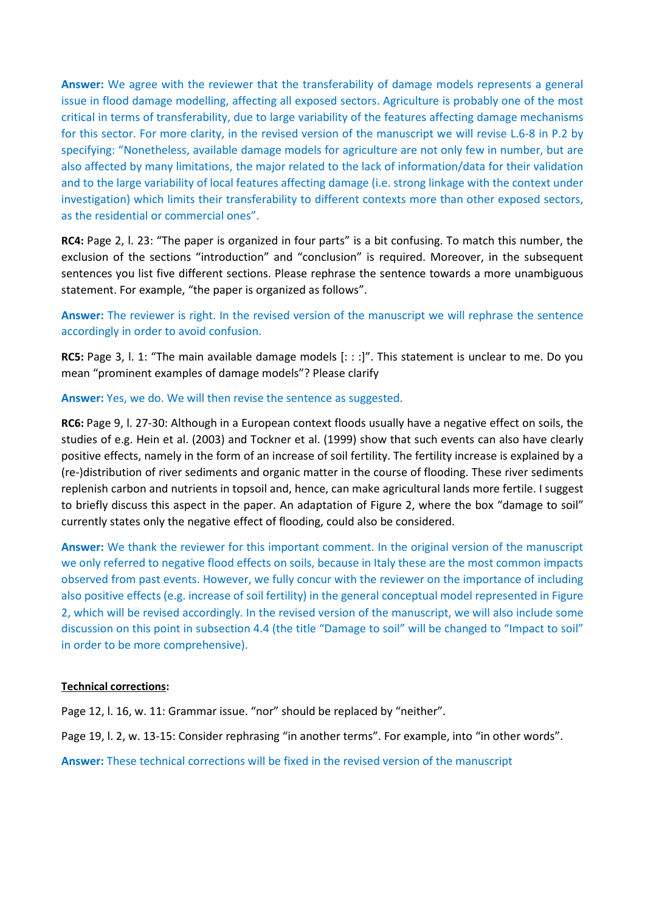**Answer:** We agree with the reviewer that the transferability of damage models represents a general issue in flood damage modelling, affecting all exposed sectors. Agriculture is probably one of the most critical in terms of transferability, due to large variability of the features affecting damage mechanisms for this sector. For more clarity, in the revised version of the manuscript we will revise L.6-8 in P.2 by specifying: "Nonetheless, available damage models for agriculture are not only few in number, but are also affected by many limitations, the major related to the lack of information/data for their validation and to the large variability of local features affecting damage (i.e. strong linkage with the context under investigation) which limits their transferability to different contexts more than other exposed sectors, as the residential or commercial ones".

**RC4:** Page 2, l. 23: "The paper is organized in four parts" is a bit confusing. To match this number, the exclusion of the sections "introduction" and "conclusion" is required. Moreover, in the subsequent sentences you list five different sections. Please rephrase the sentence towards a more unambiguous statement. For example, "the paper is organized as follows".

**Answer:** The reviewer is right. In the revised version of the manuscript we will rephrase the sentence accordingly in order to avoid confusion.

**RC5:** Page 3, l. 1: "The main available damage models [: : :]". This statement is unclear to me. Do you mean "prominent examples of damage models"? Please clarify

**Answer:** Yes, we do. We will then revise the sentence as suggested.

**RC6:** Page 9, l. 27-30: Although in a European context floods usually have a negative effect on soils, the studies of e.g. Hein et al. (2003) and Tockner et al. (1999) show that such events can also have clearly positive effects, namely in the form of an increase of soil fertility. The fertility increase is explained by a (re-)distribution of river sediments and organic matter in the course of flooding. These river sediments replenish carbon and nutrients in topsoil and, hence, can make agricultural lands more fertile. I suggest to briefly discuss this aspect in the paper. An adaptation of Figure 2, where the box "damage to soil" currently states only the negative effect of flooding, could also be considered.

**Answer:** We thank the reviewer for this important comment. In the original version of the manuscript we only referred to negative flood effects on soils, because in Italy these are the most common impacts observed from past events. However, we fully concur with the reviewer on the importance of including also positive effects (e.g. increase of soil fertility) in the general conceptual model represented in Figure 2, which will be revised accordingly. In the revised version of the manuscript, we will also include some discussion on this point in subsection 4.4 (the title "Damage to soil" will be changed to "Impact to soil" in order to be more comprehensive).

**<u>Technical corrections</u>:**

Page 12, l. 16, w. 11: Grammar issue. "nor" should be replaced by "neither".

Page 19, l. 2, w. 13-15: Consider rephrasing "in another terms". For example, into "in other words".

**Answer:** These technical corrections will be fixed in the revised version of the manuscript